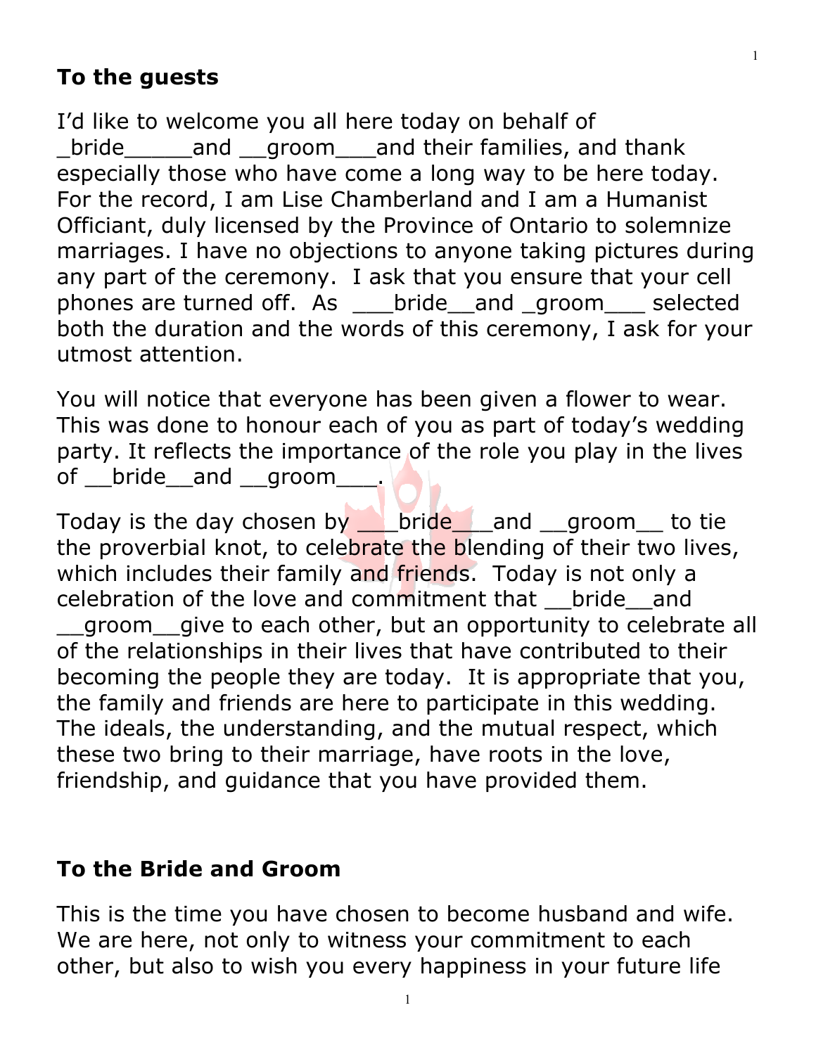## To the guests

I'd like to welcome you all here today on behalf of _bride_____and __groom___and their families, and thank especially those who have come a long way to be here today. For the record, I am Lise Chamberland and I am a Humanist Officiant, duly licensed by the Province of Ontario to solemnize marriages. I have no objections to anyone taking pictures during any part of the ceremony. I ask that you ensure that your cell phones are turned off. As ___bride__and _groom___ selected both the duration and the words of this ceremony, I ask for your utmost attention.

You will notice that everyone has been given a flower to wear. This was done to honour each of you as part of today's wedding party. It reflects the importance of the role you play in the lives of __bride__and __groom___.

Today is the day chosen by ___bride___and __groom__ to tie the proverbial knot, to celebrate the blending of their two lives, which includes their family and friends. Today is not only a celebration of the love and commitment that __bride__and __groom__give to each other, but an opportunity to celebrate all of the relationships in their lives that have contributed to their becoming the people they are today. It is appropriate that you, the family and friends are here to participate in this wedding. The ideals, the understanding, and the mutual respect, which these two bring to their marriage, have roots in the love, friendship, and guidance that you have provided them.

## To the Bride and Groom

This is the time you have chosen to become husband and wife. We are here, not only to witness your commitment to each other, but also to wish you every happiness in your future life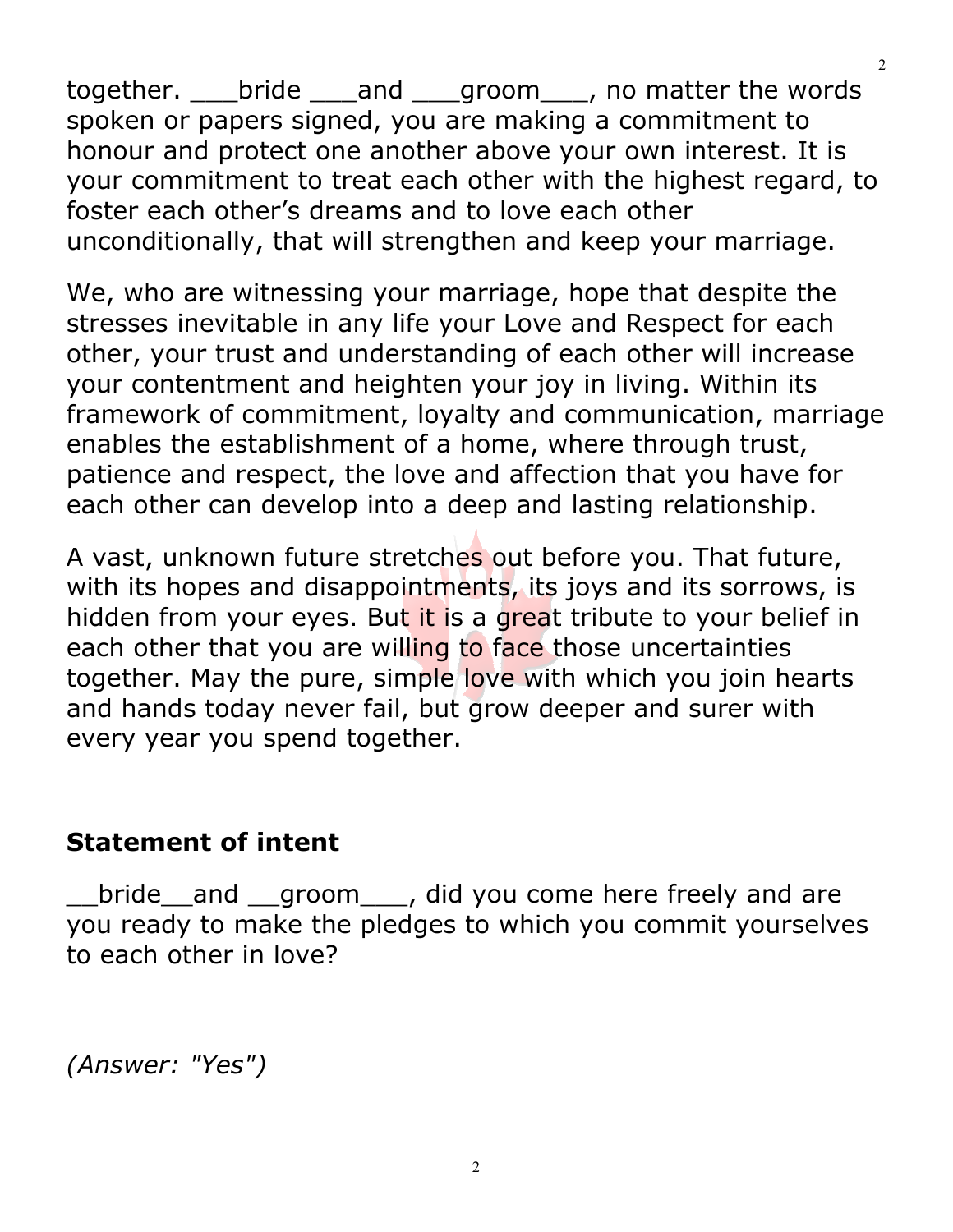together. ___bride ___and ___groom___, no matter the words spoken or papers signed, you are making a commitment to honour and protect one another above your own interest. It is your commitment to treat each other with the highest regard, to foster each other's dreams and to love each other unconditionally, that will strengthen and keep your marriage.

We, who are witnessing your marriage, hope that despite the stresses inevitable in any life your Love and Respect for each other, your trust and understanding of each other will increase your contentment and heighten your joy in living. Within its framework of commitment, loyalty and communication, marriage enables the establishment of a home, where through trust, patience and respect, the love and affection that you have for each other can develop into a deep and lasting relationship.

A vast, unknown future stretches out before you. That future, with its hopes and disappointments, its joys and its sorrows, is hidden from your eyes. But it is a great tribute to your belief in each other that you are willing to face those uncertainties together. May the pure, simple love with which you join hearts and hands today never fail, but grow deeper and surer with every year you spend together.

**Statement of intent**

__bride__and __groom___, did you come here freely and are you ready to make the pledges to which you commit yourselves to each other in love?

*(Answer: "Yes")*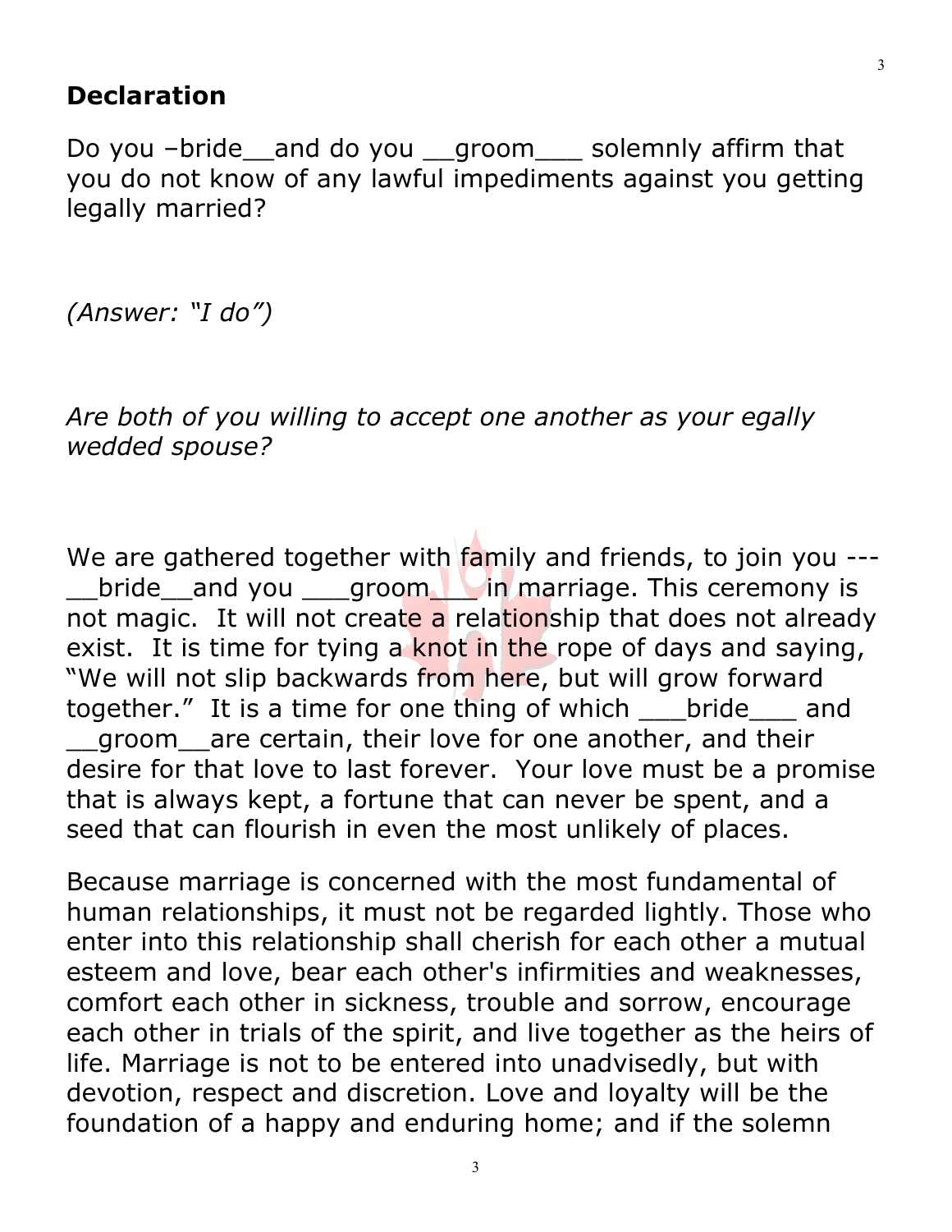**Declaration**

Do you –bride__and do you __groom___ solemnly affirm that you do not know of any lawful impediments against you getting legally married?

*(Answer: "I do")*

*Are both of you willing to accept one another as your egally wedded spouse?*

We are gathered together with family and friends, to join you --- __bride__and you ___groom___ in marriage. This ceremony is not magic. It will not create a relationship that does not already exist. It is time for tying a knot in the rope of days and saying, "We will not slip backwards from here, but will grow forward together." It is a time for one thing of which ___bride___ and __groom__are certain, their love for one another, and their desire for that love to last forever. Your love must be a promise that is always kept, a fortune that can never be spent, and a seed that can flourish in even the most unlikely of places.

Because marriage is concerned with the most fundamental of human relationships, it must not be regarded lightly. Those who enter into this relationship shall cherish for each other a mutual esteem and love, bear each other's infirmities and weaknesses, comfort each other in sickness, trouble and sorrow, encourage each other in trials of the spirit, and live together as the heirs of life. Marriage is not to be entered into unadvisedly, but with devotion, respect and discretion. Love and loyalty will be the foundation of a happy and enduring home; and if the solemn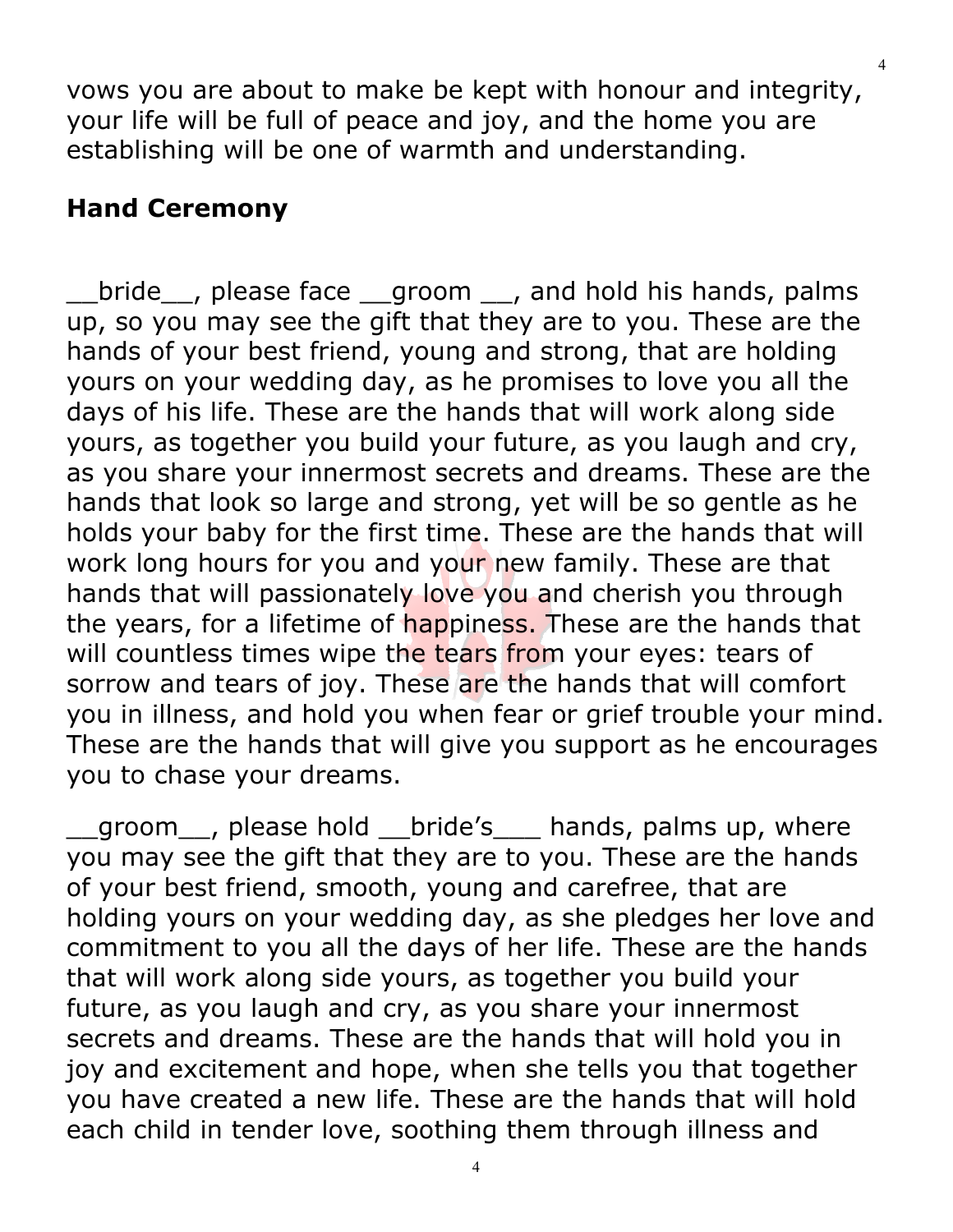vows you are about to make be kept with honour and integrity, your life will be full of peace and joy, and the home you are establishing will be one of warmth and understanding.

## Hand Ceremony

__bride__, please face __groom __, and hold his hands, palms up, so you may see the gift that they are to you. These are the hands of your best friend, young and strong, that are holding yours on your wedding day, as he promises to love you all the days of his life. These are the hands that will work along side yours, as together you build your future, as you laugh and cry, as you share your innermost secrets and dreams. These are the hands that look so large and strong, yet will be so gentle as he holds your baby for the first time. These are the hands that will work long hours for you and your new family. These are that hands that will passionately love you and cherish you through the years, for a lifetime of happiness. These are the hands that will countless times wipe the tears from your eyes: tears of sorrow and tears of joy. These are the hands that will comfort you in illness, and hold you when fear or grief trouble your mind. These are the hands that will give you support as he encourages you to chase your dreams.

__groom__, please hold __bride's___ hands, palms up, where you may see the gift that they are to you. These are the hands of your best friend, smooth, young and carefree, that are holding yours on your wedding day, as she pledges her love and commitment to you all the days of her life. These are the hands that will work along side yours, as together you build your future, as you laugh and cry, as you share your innermost secrets and dreams. These are the hands that will hold you in joy and excitement and hope, when she tells you that together you have created a new life. These are the hands that will hold each child in tender love, soothing them through illness and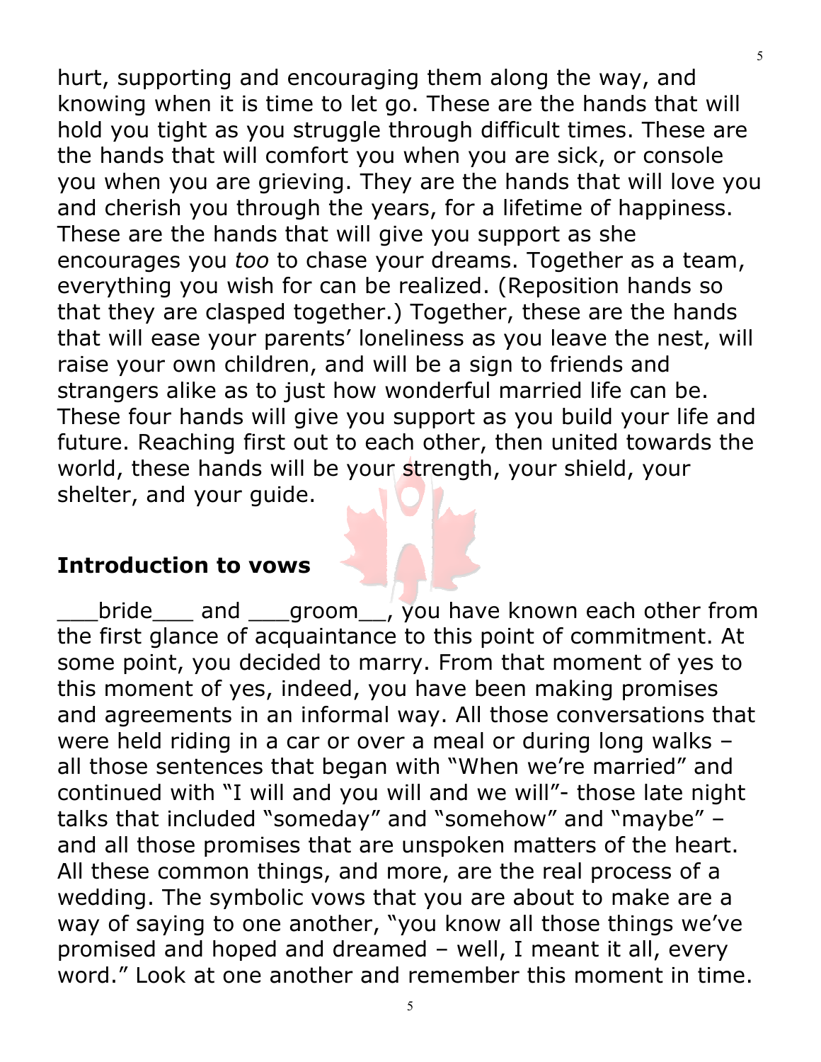hurt, supporting and encouraging them along the way, and knowing when it is time to let go. These are the hands that will hold you tight as you struggle through difficult times. These are the hands that will comfort you when you are sick, or console you when you are grieving. They are the hands that will love you and cherish you through the years, for a lifetime of happiness. These are the hands that will give you support as she encourages you *too* to chase your dreams. Together as a team, everything you wish for can be realized. (Reposition hands so that they are clasped together.) Together, these are the hands that will ease your parents' loneliness as you leave the nest, will raise your own children, and will be a sign to friends and strangers alike as to just how wonderful married life can be. These four hands will give you support as you build your life and future. Reaching first out to each other, then united towards the world, these hands will be your strength, your shield, your shelter, and your guide.

## Introduction to vows

___bride___ and ___groom__, you have known each other from the first glance of acquaintance to this point of commitment. At some point, you decided to marry. From that moment of yes to this moment of yes, indeed, you have been making promises and agreements in an informal way. All those conversations that were held riding in a car or over a meal or during long walks – all those sentences that began with "When we're married" and continued with "I will and you will and we will"- those late night talks that included "someday" and "somehow" and "maybe" – and all those promises that are unspoken matters of the heart. All these common things, and more, are the real process of a wedding. The symbolic vows that you are about to make are a way of saying to one another, "you know all those things we've promised and hoped and dreamed – well, I meant it all, every word." Look at one another and remember this moment in time.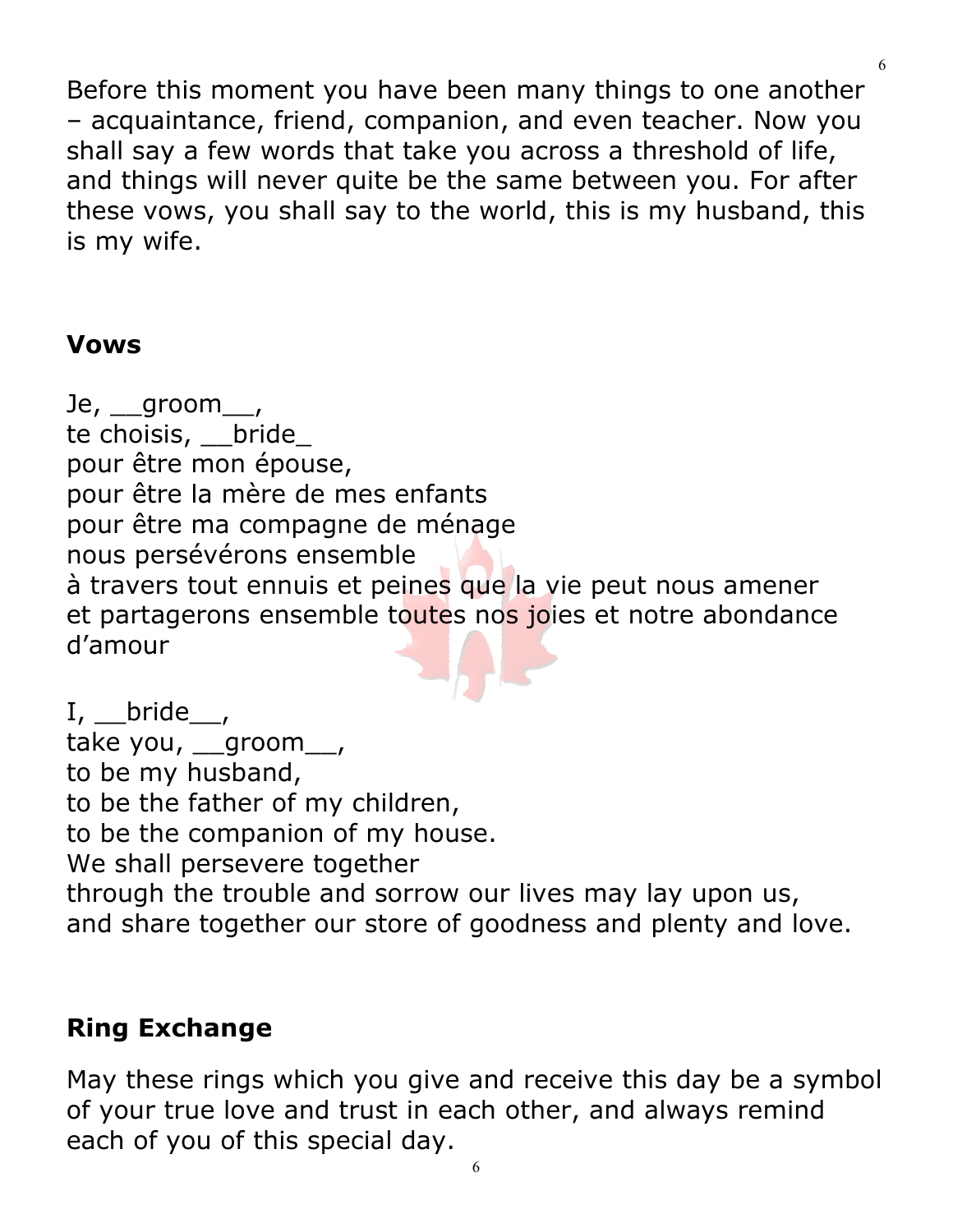Before this moment you have been many things to one another – acquaintance, friend, companion, and even teacher. Now you shall say a few words that take you across a threshold of life, and things will never quite be the same between you. For after these vows, you shall say to the world, this is my husband, this is my wife.

## Vows

Je, __groom__,  
te choisis, __bride_  
pour être mon épouse,  
pour être la mère de mes enfants  
pour être ma compagne de ménage  
nous persévérons ensemble  
à travers tout ennuis et peines que la vie peut nous amener  
et partagerons ensemble toutes nos joies et notre abondance d'amour

I, __bride__,  
take you, __groom__,  
to be my husband,  
to be the father of my children,  
to be the companion of my house.  
We shall persevere together  
through the trouble and sorrow our lives may lay upon us,  
and share together our store of goodness and plenty and love.

## Ring Exchange

May these rings which you give and receive this day be a symbol of your true love and trust in each other, and always remind each of you of this special day.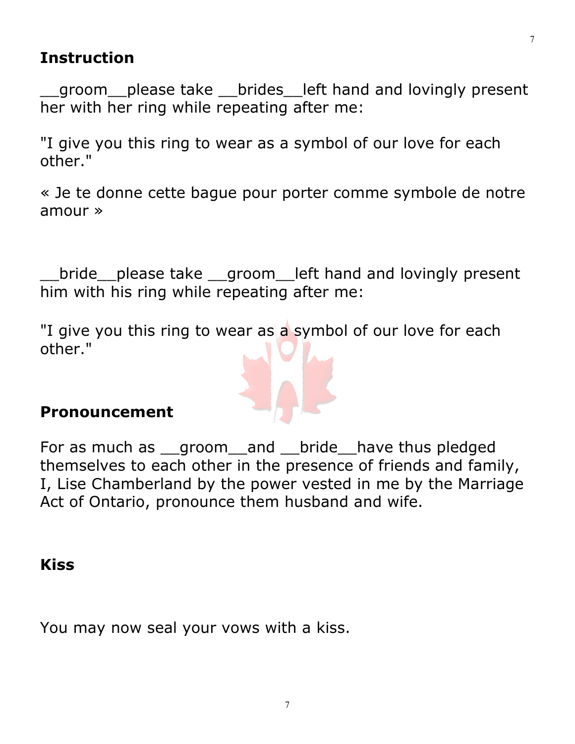## Instruction

__groom__please take __brides__left hand and lovingly present her with her ring while repeating after me:

"I give you this ring to wear as a symbol of our love for each other."

« Je te donne cette bague pour porter comme symbole de notre amour »

__bride__please take __groom__left hand and lovingly present him with his ring while repeating after me:

"I give you this ring to wear as a symbol of our love for each other."

## Pronouncement

For as much as __groom__and __bride__have thus pledged themselves to each other in the presence of friends and family, I, Lise Chamberland by the power vested in me by the Marriage Act of Ontario, pronounce them husband and wife.

## Kiss

You may now seal your vows with a kiss.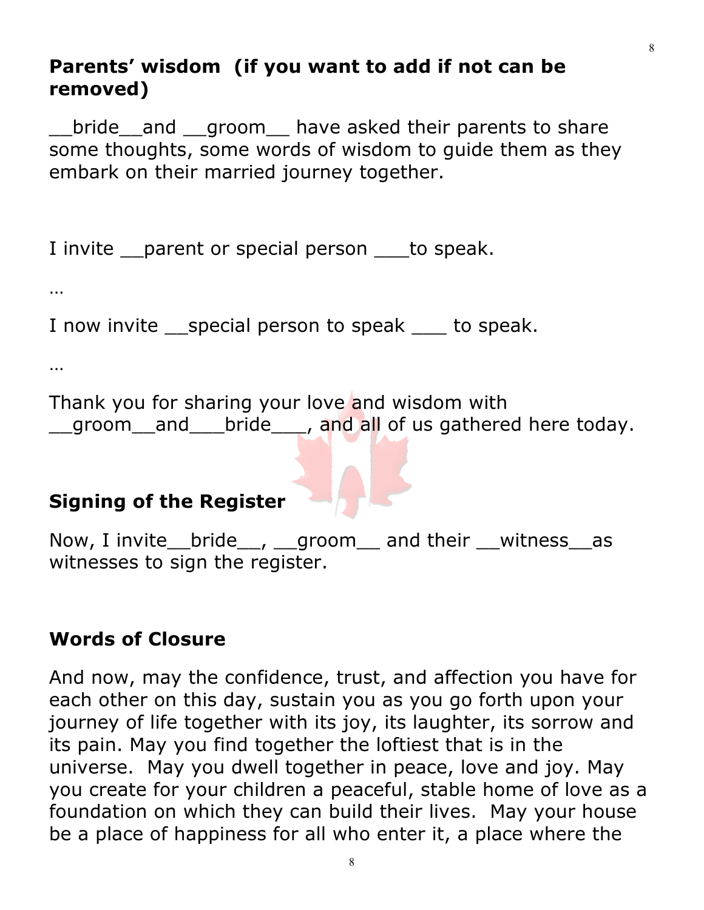## Parents' wisdom (if you want to add if not can be removed)

__bride__and __groom__ have asked their parents to share some thoughts, some words of wisdom to guide them as they embark on their married journey together.

I invite __parent or special person ___to speak.

…

I now invite __special person to speak ___ to speak.

…

Thank you for sharing your love and wisdom with __groom__and___bride___, and all of us gathered here today.

## Signing of the Register

Now, I invite__bride__, __groom__ and their __witness__as witnesses to sign the register.

## Words of Closure

And now, may the confidence, trust, and affection you have for each other on this day, sustain you as you go forth upon your journey of life together with its joy, its laughter, its sorrow and its pain. May you find together the loftiest that is in the universe. May you dwell together in peace, love and joy. May you create for your children a peaceful, stable home of love as a foundation on which they can build their lives. May your house be a place of happiness for all who enter it, a place where the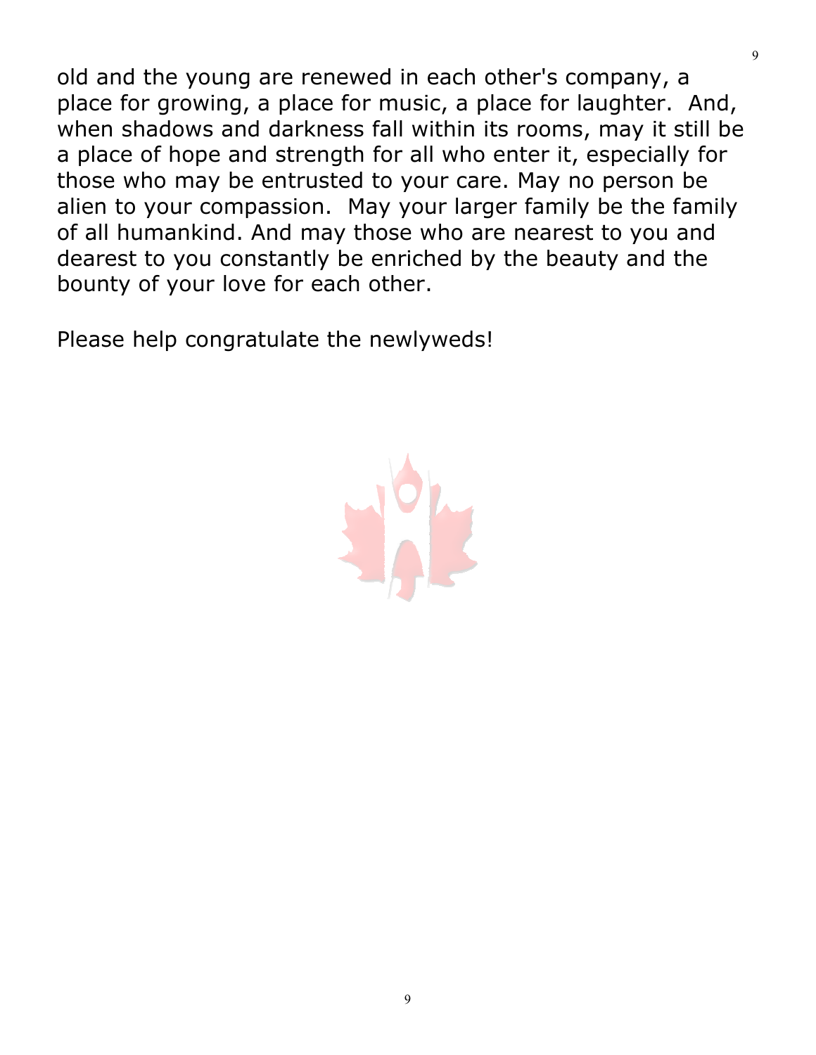old and the young are renewed in each other's company, a place for growing, a place for music, a place for laughter.  And, when shadows and darkness fall within its rooms, may it still be a place of hope and strength for all who enter it, especially for those who may be entrusted to your care. May no person be alien to your compassion.  May your larger family be the family of all humankind. And may those who are nearest to you and dearest to you constantly be enriched by the beauty and the bounty of your love for each other.

Please help congratulate the newlyweds!